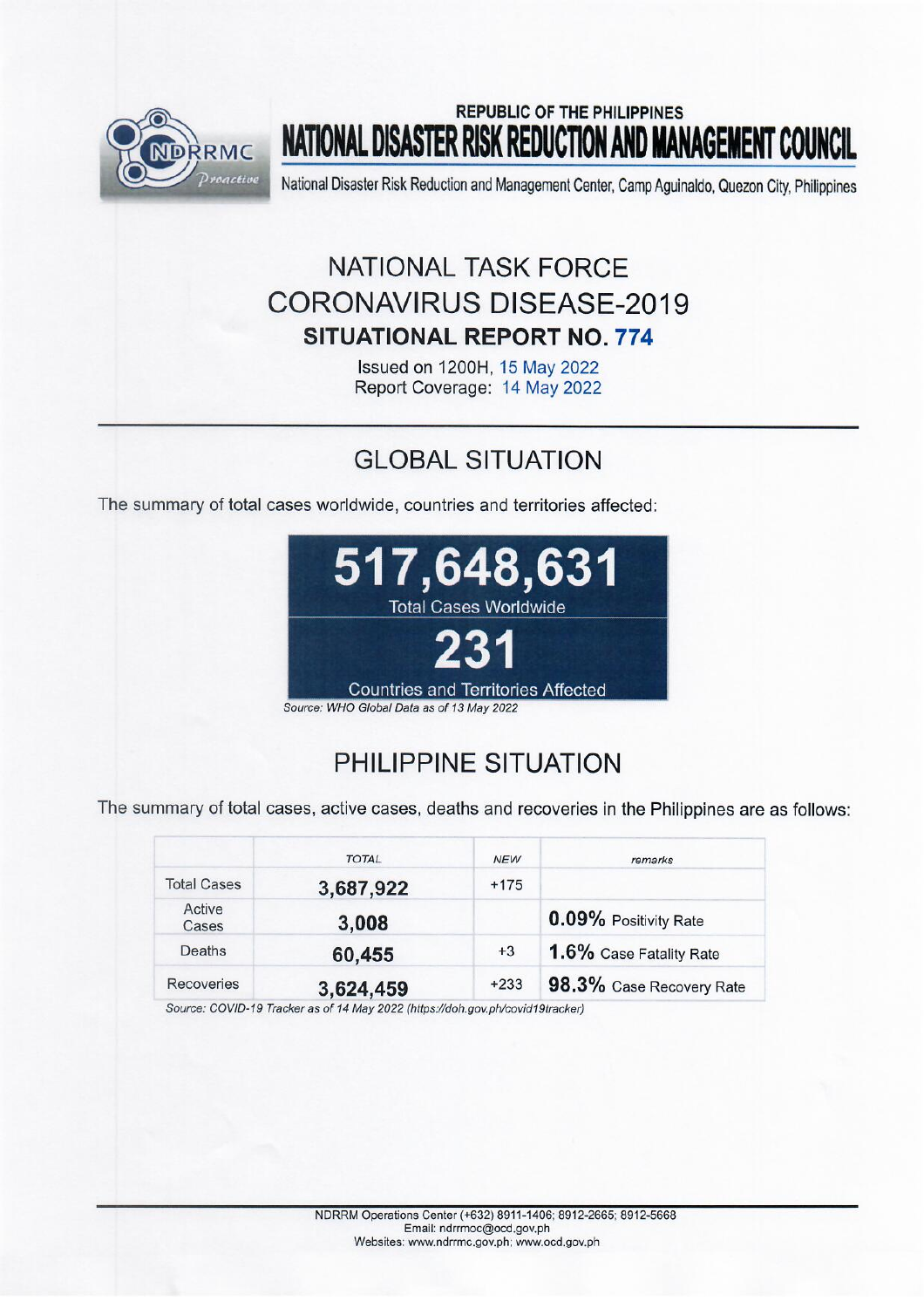REPUBLIC OF THE PHILIPPINES

# NATIONAL DISASTER RISK REDUCTION AND MANAGEMENT COUNCIL

National Disaster Risk Reduction and Management Center, Camp Aguinaldo, Quezon City, Philippines

## NATIONAL TASK FORCE CORONAVIRUS DISEASE-2019

### SITUATIONAL REPORT NO. 774

Issued on 1200H, 15 May 2022
Report Coverage: 14 May 2022

## GLOBAL SITUATION

The summary of total cases worldwide, countries and territories affected:

**517,648,631**
Total Cases Worldwide

**231**
Countries and Territories Affected

*Source: WHO Global Data as of 13 May 2022*

## PHILIPPINE SITUATION

The summary of total cases, active cases, deaths and recoveries in the Philippines are as follows:

| | TOTAL | NEW | remarks |
|---|---|---|---|
| Total Cases | 3,687,922 | +175 | |
| Active Cases | 3,008 | | **0.09%** Positivity Rate |
| Deaths | 60,455 | +3 | **1.6%** Case Fatality Rate |
| Recoveries | 3,624,459 | +233 | **98.3%** Case Recovery Rate |

*Source: COVID-19 Tracker as of 14 May 2022 (https://doh.gov.ph/covid19tracker)*

NDRRM Operations Center (+632) 8911-1406; 8912-2665; 8912-5668
Email: ndrrmoc@ocd.gov.ph
Websites: www.ndrrmc.gov.ph; www.ocd.gov.ph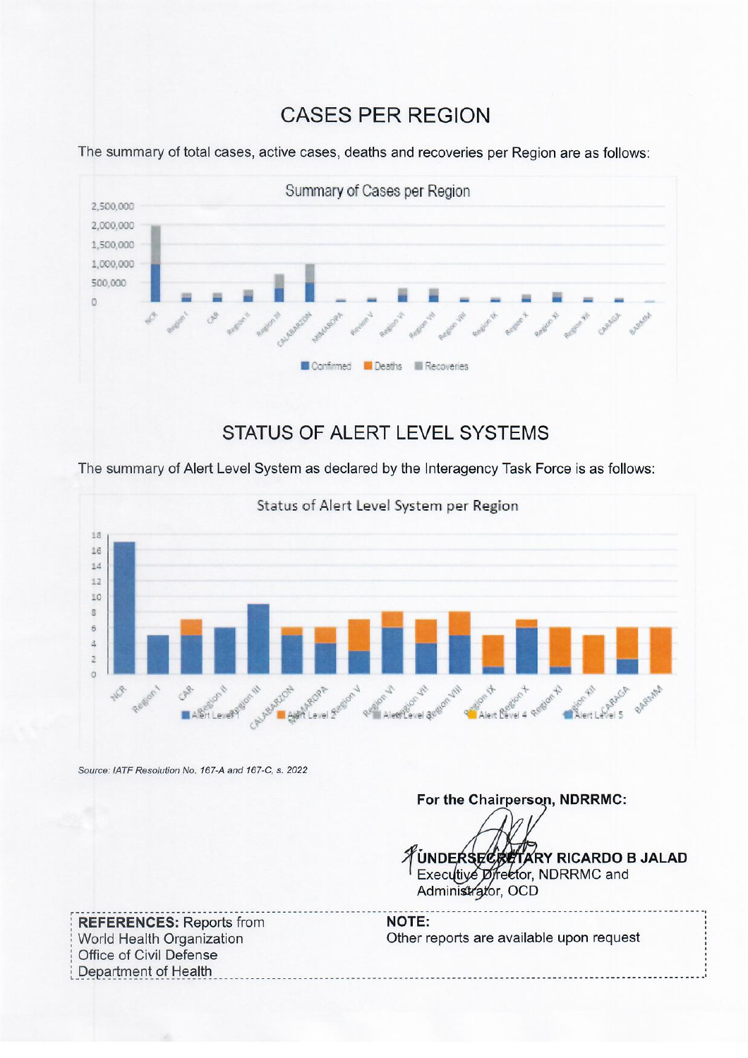# CASES PER REGION

The summary of total cases, active cases, deaths and recoveries per Region are as follows:

# STATUS OF ALERT LEVEL SYSTEMS

The summary of Alert Level System as declared by the Interagency Task Force is as follows:

*Source: IATF Resolution No. 167-A and 167-C, s. 2022*

**For the Chairperson, NDRRMC:**

**UNDERSECRETARY RICARDO B JALAD**
Executive Director, NDRRMC and
Administrator, OCD

**REFERENCES:** Reports from
World Health Organization
Office of Civil Defense
Department of Health

**NOTE:**
Other reports are available upon request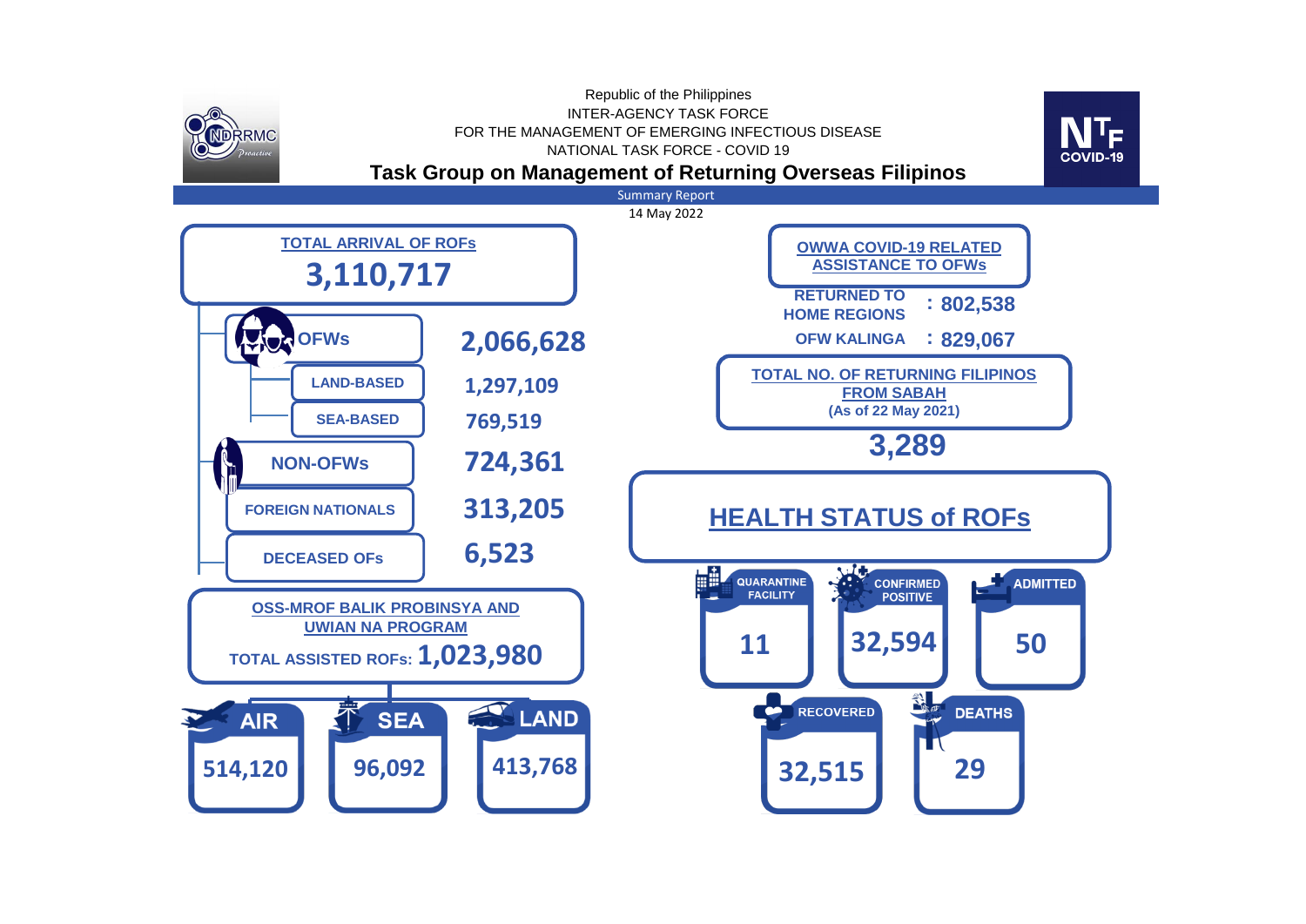Republic of the Philippines
INTER-AGENCY TASK FORCE
FOR THE MANAGEMENT OF EMERGING INFECTIOUS DISEASE
NATIONAL TASK FORCE - COVID 19

# Task Group on Management of Returning Overseas Filipinos

Summary Report

14 May 2022

## TOTAL ARRIVAL OF ROFs

**3,110,717**

| Category | Count |
| --- | --- |
| OFWs | 2,066,628 |
| LAND-BASED | 1,297,109 |
| SEA-BASED | 769,519 |
| NON-OFWs | 724,361 |
| FOREIGN NATIONALS | 313,205 |
| DECEASED OFs | 6,523 |

## OSS-MROF BALIK PROBINSYA AND UWIAN NA PROGRAM

TOTAL ASSISTED ROFs: **1,023,980**

| AIR | SEA | LAND |
| --- | --- | --- |
| 514,120 | 96,092 | 413,768 |

## OWWA COVID-19 RELATED ASSISTANCE TO OFWs

RETURNED TO HOME REGIONS : 802,538

OFW KALINGA : 829,067

## TOTAL NO. OF RETURNING FILIPINOS FROM SABAH

(As of 22 May 2021)

**3,289**

## HEALTH STATUS of ROFs

| QUARANTINE FACILITY | CONFIRMED POSITIVE | ADMITTED | RECOVERED | DEATHS |
| --- | --- | --- | --- | --- |
| 11 | 32,594 | 50 | 32,515 | 29 |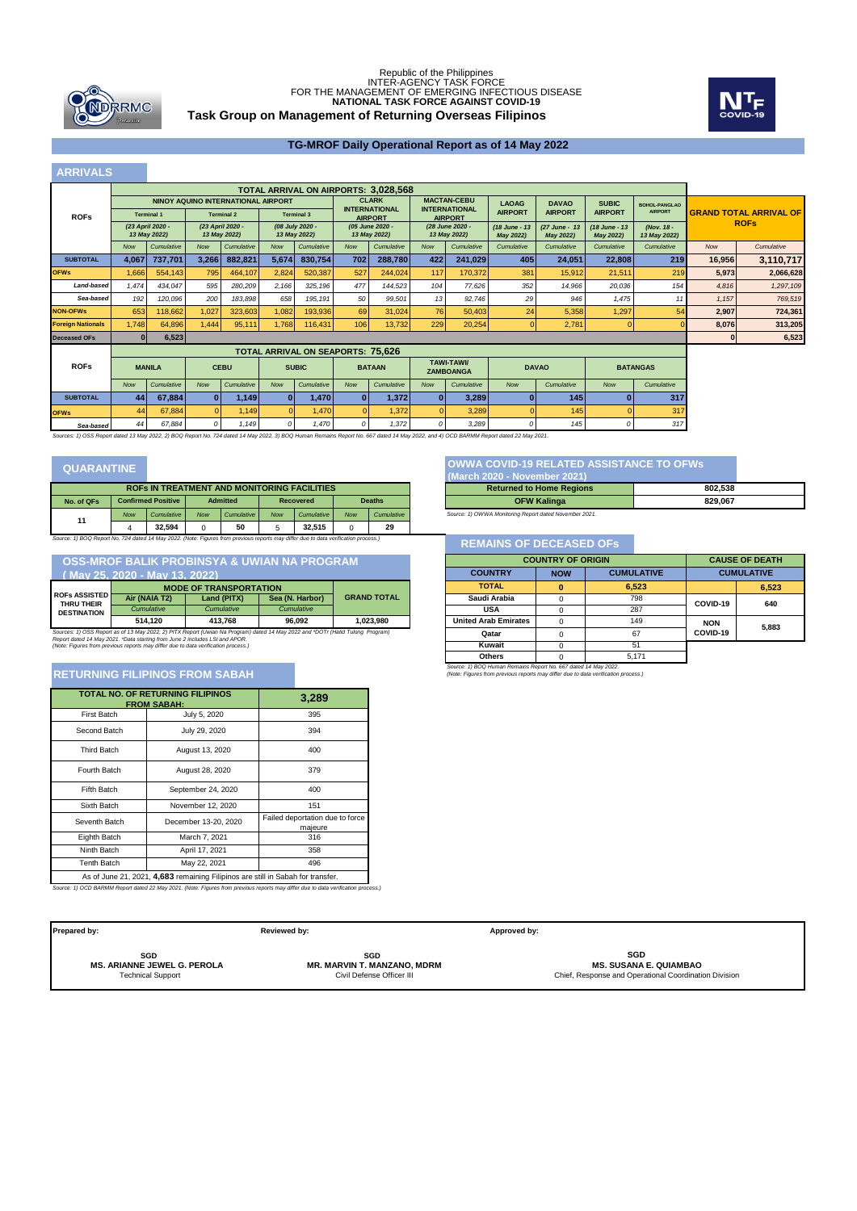Republic of the Philippines
INTER-AGENCY TASK FORCE
FOR THE MANAGEMENT OF EMERGING INFECTIOUS DISEASE
**NATIONAL TASK FORCE AGAINST COVID-19**

**Task Group on Management of Returning Overseas Filipinos**

## TG-MROF Daily Operational Report as of 14 May 2022

## ARRIVALS

**TOTAL ARRIVAL ON AIRPORTS: 3,028,568**

| ROFs | NAIA Terminal 1 (23 April 2020 - 13 May 2022) Now | Cumulative | NAIA Terminal 2 (23 April 2020 - 13 May 2022) Now | Cumulative | NAIA Terminal 3 (08 July 2020 - 13 May 2022) Now | Cumulative | CLARK INTERNATIONAL AIRPORT (05 June 2020 - 13 May 2022) Now | Cumulative | MACTAN-CEBU INTERNATIONAL AIRPORT (28 June 2020 - 13 May 2022) Now | Cumulative | LAOAG AIRPORT (18 June - 13 May 2022) Cumulative | DAVAO AIRPORT (27 June - 13 May 2022) Cumulative | SUBIC AIRPORT (18 June - 13 May 2022) Cumulative | BOHOL-PANGLAO AIRPORT (Nov. 18 - 13 May 2022) Cumulative | GRAND TOTAL ARRIVAL OF ROFs Now | Cumulative |
|---|---|---|---|---|---|---|---|---|---|---|---|---|---|---|---|---|
| **SUBTOTAL** | **4,067** | **737,701** | **3,266** | **882,821** | **5,674** | **830,754** | **702** | **288,780** | **422** | **241,029** | **405** | **24,051** | **22,808** | **219** | **16,956** | **3,110,717** |
| **OFWs** | 1,666 | 554,143 | 795 | 464,107 | 2,824 | 520,387 | 527 | 244,024 | 117 | 170,372 | 381 | 15,912 | 21,511 | 219 | **5,973** | **2,066,628** |
| *Land-based* | *1,474* | *434,047* | *595* | *280,209* | *2,166* | *325,196* | *477* | *144,523* | *104* | *77,626* | *352* | *14,966* | *20,036* | *154* | *4,816* | *1,297,109* |
| *Sea-based* | *192* | *120,096* | *200* | *183,898* | *658* | *195,191* | *50* | *99,501* | *13* | *92,746* | *29* | *946* | *1,475* | *11* | *1,157* | *769,519* |
| **NON-OFWs** | 653 | 118,662 | 1,027 | 323,603 | 1,082 | 193,936 | 69 | 31,024 | 76 | 50,403 | 24 | 5,358 | 1,297 | 54 | **2,907** | **724,361** |
| **Foreign Nationals** | 1,748 | 64,896 | 1,444 | 95,111 | 1,768 | 116,431 | 106 | 13,732 | 229 | 20,254 | 0 | 2,781 | 0 | 0 | **8,076** | **313,205** |
| **Deceased OFs** | 0 | 6,523 | | | | | | | | | | | | | **0** | **6,523** |

**TOTAL ARRIVAL ON SEAPORTS: 75,626**

| ROFs | MANILA Now | Cumulative | CEBU Now | Cumulative | SUBIC Now | Cumulative | BATAAN Now | Cumulative | TAWI-TAWI/ ZAMBOANGA Now | Cumulative | DAVAO Now | Cumulative | BATANGAS Now | Cumulative |
|---|---|---|---|---|---|---|---|---|---|---|---|---|---|---|
| **SUBTOTAL** | **44** | **67,884** | **0** | **1,149** | **0** | **1,470** | **0** | **1,372** | **0** | **3,289** | **0** | **145** | **0** | **317** |
| **OFWs** | 44 | 67,884 | 0 | 1,149 | 0 | 1,470 | 0 | 1,372 | 0 | 3,289 | 0 | 145 | 0 | 317 |
| *Sea-based* | *44* | *67,884* | *0* | *1,149* | *0* | *1,470* | *0* | *1,372* | *0* | *3,289* | *0* | *145* | *0* | *317* |

*Sources: 1) OSS Report dated 13 May 2022, 2) BOQ Report No. 724 dated 14 May 2022, 3) BOQ Human Remains Report No. 667 dated 14 May 2022, and 4) OCD BARMM Report dated 22 May 2021.*

## QUARANTINE

**ROFs IN TREATMENT AND MONITORING FACILITIES**

| No. of QFs | Confirmed Positive Now | Cumulative | Admitted Now | Cumulative | Recovered Now | Cumulative | Deaths Now | Cumulative |
|---|---|---|---|---|---|---|---|---|
| 11 | 4 | **32,594** | 0 | **50** | 5 | **32,515** | 0 | **29** |

*Source: 1) BOQ Report No. 724 dated 14 May 2022. (Note: Figures from previous reports may differ due to data verification process.)*

## OSS-MROF BALIK PROBINSYA & UWIAN NA PROGRAM (May 25, 2020 - May 13, 2022)

| ROFs ASSISTED THRU THEIR DESTINATION | MODE OF TRANSPORTATION: Air (NAIA T2) Cumulative | Land (PITX) Cumulative | Sea (N. Harbor) Cumulative | GRAND TOTAL |
|---|---|---|---|---|
| | 514,120 | 413,768 | 96,092 | 1,023,980 |

*Sources: 1) OSS Report as of 13 May 2022, 2) PITX Report (Uwian Na Program) dated 14 May 2022 and \*DOTr (Hatid Tulong Program) Report dated 14 May 2021. \*Data starting from June 2 includes LSI and APOR. (Note: Figures from previous reports may differ due to data verification process.)*

## RETURNING FILIPINOS FROM SABAH

| TOTAL NO. OF RETURNING FILIPINOS FROM SABAH: | | 3,289 |
|---|---|---|
| First Batch | July 5, 2020 | 395 |
| Second Batch | July 29, 2020 | 394 |
| Third Batch | August 13, 2020 | 400 |
| Fourth Batch | August 28, 2020 | 379 |
| Fifth Batch | September 24, 2020 | 400 |
| Sixth Batch | November 12, 2020 | 151 |
| Seventh Batch | December 13-20, 2020 | Failed deportation due to force majeure |
| Eighth Batch | March 7, 2021 | 316 |
| Ninth Batch | April 17, 2021 | 358 |
| Tenth Batch | May 22, 2021 | 496 |

As of June 21, 2021, **4,683** remaining Filipinos are still in Sabah for transfer.

*Source: 1) OCD BARMM Report dated 22 May 2021. (Note: Figures from previous reports may differ due to data verification process.)*

## OWWA COVID-19 RELATED ASSISTANCE TO OFWs (March 2020 - November 2021)

| | |
|---|---|
| Returned to Home Regions | 802,538 |
| OFW Kalinga | 829,067 |

*Source: 1) OWWA Monitoring Report dated November 2021.*

## REMAINS OF DECEASED OFs

| COUNTRY | NOW | CUMULATIVE | CAUSE OF DEATH | CUMULATIVE |
|---|---|---|---|---|
| **TOTAL** | **0** | **6,523** | | **6,523** |
| Saudi Arabia | 0 | 798 | COVID-19 | 640 |
| USA | 0 | 287 | | |
| United Arab Emirates | 0 | 149 | NON COVID-19 | 5,883 |
| Qatar | 0 | 67 | | |
| Kuwait | 0 | 51 | | |
| Others | 0 | 5,171 | | |

*Source: 1) BOQ Human Remains Report No. 667 dated 14 May 2022. (Note: Figures from previous reports may differ due to data verification process.)*

| Prepared by: | Reviewed by: | Approved by: |
|---|---|---|
| SGD | SGD | SGD |
| **MS. ARIANNE JEWEL G. PEROLA** | **MR. MARVIN T. MANZANO, MDRM** | **MS. SUSANA E. QUIAMBAO** |
| Technical Support | Civil Defense Officer III | Chief, Response and Operational Coordination Division |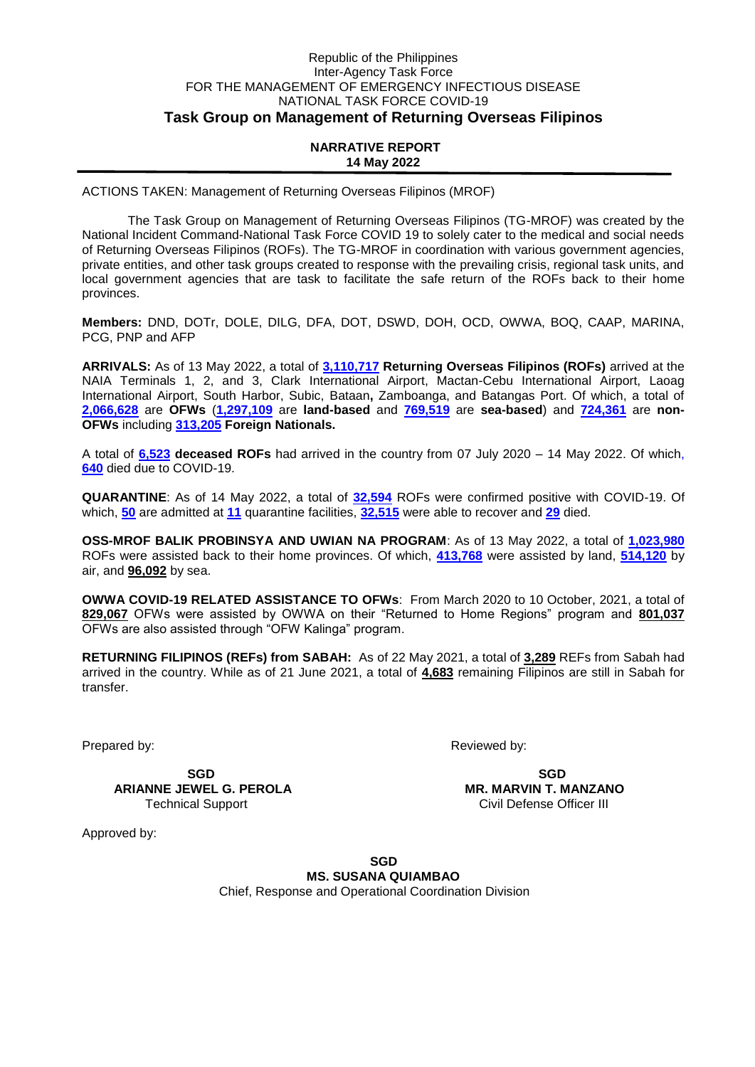Republic of the Philippines
Inter-Agency Task Force
FOR THE MANAGEMENT OF EMERGENCY INFECTIOUS DISEASE
NATIONAL TASK FORCE COVID-19

# Task Group on Management of Returning Overseas Filipinos

**NARRATIVE REPORT**
**14 May 2022**

---

ACTIONS TAKEN: Management of Returning Overseas Filipinos (MROF)

The Task Group on Management of Returning Overseas Filipinos (TG-MROF) was created by the National Incident Command-National Task Force COVID 19 to solely cater to the medical and social needs of Returning Overseas Filipinos (ROFs). The TG-MROF in coordination with various government agencies, private entities, and other task groups created to response with the prevailing crisis, regional task units, and local government agencies that are task to facilitate the safe return of the ROFs back to their home provinces.

**Members:** DND, DOTr, DOLE, DILG, DFA, DOT, DSWD, DOH, OCD, OWWA, BOQ, CAAP, MARINA, PCG, PNP and AFP

**ARRIVALS:** As of 13 May 2022, a total of **3,110,717** **Returning Overseas Filipinos (ROFs)** arrived at the NAIA Terminals 1, 2, and 3, Clark International Airport, Mactan-Cebu International Airport, Laoag International Airport, South Harbor, Subic, Bataan**,** Zamboanga, and Batangas Port. Of which, a total of **2,066,628** are **OFWs** (**1,297,109** are **land-based** and **769,519** are **sea-based**) and **724,361** are **non-OFWs** including **313,205** **Foreign Nationals.**

A total of **6,523** **deceased ROFs** had arrived in the country from 07 July 2020 – 14 May 2022. Of which, **640** died due to COVID-19.

**QUARANTINE**: As of 14 May 2022, a total of **32,594** ROFs were confirmed positive with COVID-19. Of which, **50** are admitted at **11** quarantine facilities, **32,515** were able to recover and **29** died.

**OSS-MROF BALIK PROBINSYA AND UWIAN NA PROGRAM**: As of 13 May 2022, a total of **1,023,980** ROFs were assisted back to their home provinces. Of which, **413,768** were assisted by land, **514,120** by air, and **96,092** by sea.

**OWWA COVID-19 RELATED ASSISTANCE TO OFWs**: From March 2020 to 10 October, 2021, a total of **829,067** OFWs were assisted by OWWA on their "Returned to Home Regions" program and **801,037** OFWs are also assisted through "OFW Kalinga" program.

**RETURNING FILIPINOS (REFs) from SABAH:** As of 22 May 2021, a total of **3,289** REFs from Sabah had arrived in the country. While as of 21 June 2021, a total of **4,683** remaining Filipinos are still in Sabah for transfer.

Prepared by:

**SGD**
**ARIANNE JEWEL G. PEROLA**
Technical Support

Reviewed by:

**SGD**
**MR. MARVIN T. MANZANO**
Civil Defense Officer III

Approved by:

**SGD**
**MS. SUSANA QUIAMBAO**
Chief, Response and Operational Coordination Division